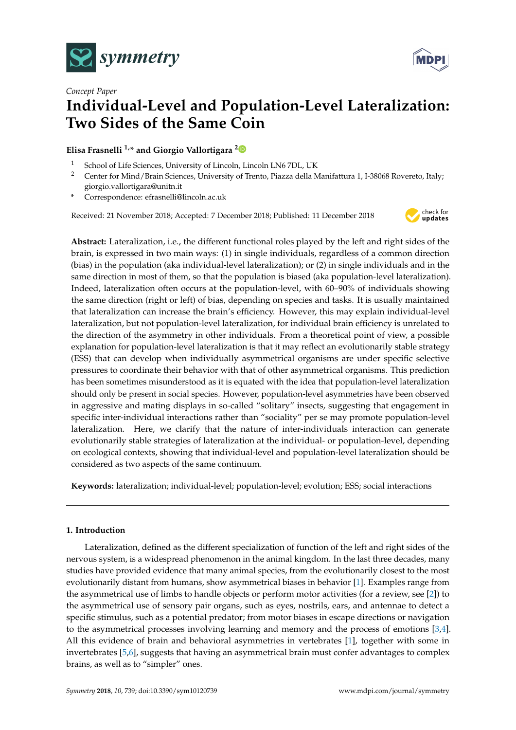*Concept Paper*

# Individual-Level and Population-Level Lateralization: Two Sides of the Same Coin

**Elisa Frasnelli [1,*] and Giorgio Vallortigara [2]**

[1] School of Life Sciences, University of Lincoln, Lincoln LN6 7DL, UK

[2] Center for Mind/Brain Sciences, University of Trento, Piazza della Manifattura 1, I-38068 Rovereto, Italy; giorgio.vallortigara@unitn.it

* Correspondence: efrasnelli@lincoln.ac.uk

Received: 21 November 2018; Accepted: 7 December 2018; Published: 11 December 2018

**Abstract:** Lateralization, i.e., the different functional roles played by the left and right sides of the brain, is expressed in two main ways: (1) in single individuals, regardless of a common direction (bias) in the population (aka individual-level lateralization); or (2) in single individuals and in the same direction in most of them, so that the population is biased (aka population-level lateralization). Indeed, lateralization often occurs at the population-level, with 60–90% of individuals showing the same direction (right or left) of bias, depending on species and tasks. It is usually maintained that lateralization can increase the brain's efficiency. However, this may explain individual-level lateralization, but not population-level lateralization, for individual brain efficiency is unrelated to the direction of the asymmetry in other individuals. From a theoretical point of view, a possible explanation for population-level lateralization is that it may reflect an evolutionarily stable strategy (ESS) that can develop when individually asymmetrical organisms are under specific selective pressures to coordinate their behavior with that of other asymmetrical organisms. This prediction has been sometimes misunderstood as it is equated with the idea that population-level lateralization should only be present in social species. However, population-level asymmetries have been observed in aggressive and mating displays in so-called "solitary" insects, suggesting that engagement in specific inter-individual interactions rather than "sociality" per se may promote population-level lateralization. Here, we clarify that the nature of inter-individuals interaction can generate evolutionarily stable strategies of lateralization at the individual- or population-level, depending on ecological contexts, showing that individual-level and population-level lateralization should be considered as two aspects of the same continuum.

**Keywords:** lateralization; individual-level; population-level; evolution; ESS; social interactions

## 1. Introduction

Lateralization, defined as the different specialization of function of the left and right sides of the nervous system, is a widespread phenomenon in the animal kingdom. In the last three decades, many studies have provided evidence that many animal species, from the evolutionarily closest to the most evolutionarily distant from humans, show asymmetrical biases in behavior [1]. Examples range from the asymmetrical use of limbs to handle objects or perform motor activities (for a review, see [2]) to the asymmetrical use of sensory pair organs, such as eyes, nostrils, ears, and antennae to detect a specific stimulus, such as a potential predator; from motor biases in escape directions or navigation to the asymmetrical processes involving learning and memory and the process of emotions [3,4]. All this evidence of brain and behavioral asymmetries in vertebrates [1], together with some in invertebrates [5,6], suggests that having an asymmetrical brain must confer advantages to complex brains, as well as to "simpler" ones.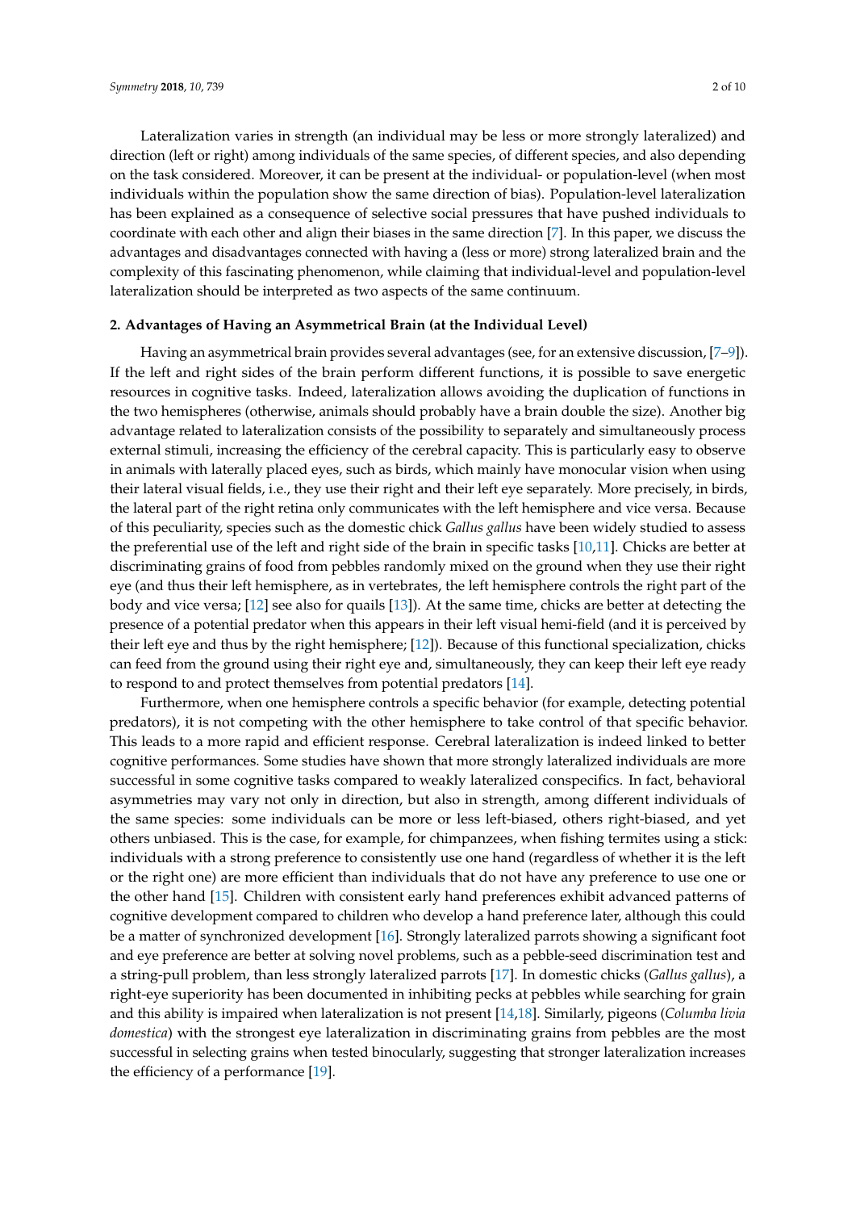Lateralization varies in strength (an individual may be less or more strongly lateralized) and direction (left or right) among individuals of the same species, of different species, and also depending on the task considered. Moreover, it can be present at the individual- or population-level (when most individuals within the population show the same direction of bias). Population-level lateralization has been explained as a consequence of selective social pressures that have pushed individuals to coordinate with each other and align their biases in the same direction [7]. In this paper, we discuss the advantages and disadvantages connected with having a (less or more) strong lateralized brain and the complexity of this fascinating phenomenon, while claiming that individual-level and population-level lateralization should be interpreted as two aspects of the same continuum.

## 2. Advantages of Having an Asymmetrical Brain (at the Individual Level)

Having an asymmetrical brain provides several advantages (see, for an extensive discussion, [7–9]). If the left and right sides of the brain perform different functions, it is possible to save energetic resources in cognitive tasks. Indeed, lateralization allows avoiding the duplication of functions in the two hemispheres (otherwise, animals should probably have a brain double the size). Another big advantage related to lateralization consists of the possibility to separately and simultaneously process external stimuli, increasing the efficiency of the cerebral capacity. This is particularly easy to observe in animals with laterally placed eyes, such as birds, which mainly have monocular vision when using their lateral visual fields, i.e., they use their right and their left eye separately. More precisely, in birds, the lateral part of the right retina only communicates with the left hemisphere and vice versa. Because of this peculiarity, species such as the domestic chick *Gallus gallus* have been widely studied to assess the preferential use of the left and right side of the brain in specific tasks [10,11]. Chicks are better at discriminating grains of food from pebbles randomly mixed on the ground when they use their right eye (and thus their left hemisphere, as in vertebrates, the left hemisphere controls the right part of the body and vice versa; [12] see also for quails [13]). At the same time, chicks are better at detecting the presence of a potential predator when this appears in their left visual hemi-field (and it is perceived by their left eye and thus by the right hemisphere; [12]). Because of this functional specialization, chicks can feed from the ground using their right eye and, simultaneously, they can keep their left eye ready to respond to and protect themselves from potential predators [14].

Furthermore, when one hemisphere controls a specific behavior (for example, detecting potential predators), it is not competing with the other hemisphere to take control of that specific behavior. This leads to a more rapid and efficient response. Cerebral lateralization is indeed linked to better cognitive performances. Some studies have shown that more strongly lateralized individuals are more successful in some cognitive tasks compared to weakly lateralized conspecifics. In fact, behavioral asymmetries may vary not only in direction, but also in strength, among different individuals of the same species: some individuals can be more or less left-biased, others right-biased, and yet others unbiased. This is the case, for example, for chimpanzees, when fishing termites using a stick: individuals with a strong preference to consistently use one hand (regardless of whether it is the left or the right one) are more efficient than individuals that do not have any preference to use one or the other hand [15]. Children with consistent early hand preferences exhibit advanced patterns of cognitive development compared to children who develop a hand preference later, although this could be a matter of synchronized development [16]. Strongly lateralized parrots showing a significant foot and eye preference are better at solving novel problems, such as a pebble-seed discrimination test and a string-pull problem, than less strongly lateralized parrots [17]. In domestic chicks (*Gallus gallus*), a right-eye superiority has been documented in inhibiting pecks at pebbles while searching for grain and this ability is impaired when lateralization is not present [14,18]. Similarly, pigeons (*Columba livia domestica*) with the strongest eye lateralization in discriminating grains from pebbles are the most successful in selecting grains when tested binocularly, suggesting that stronger lateralization increases the efficiency of a performance [19].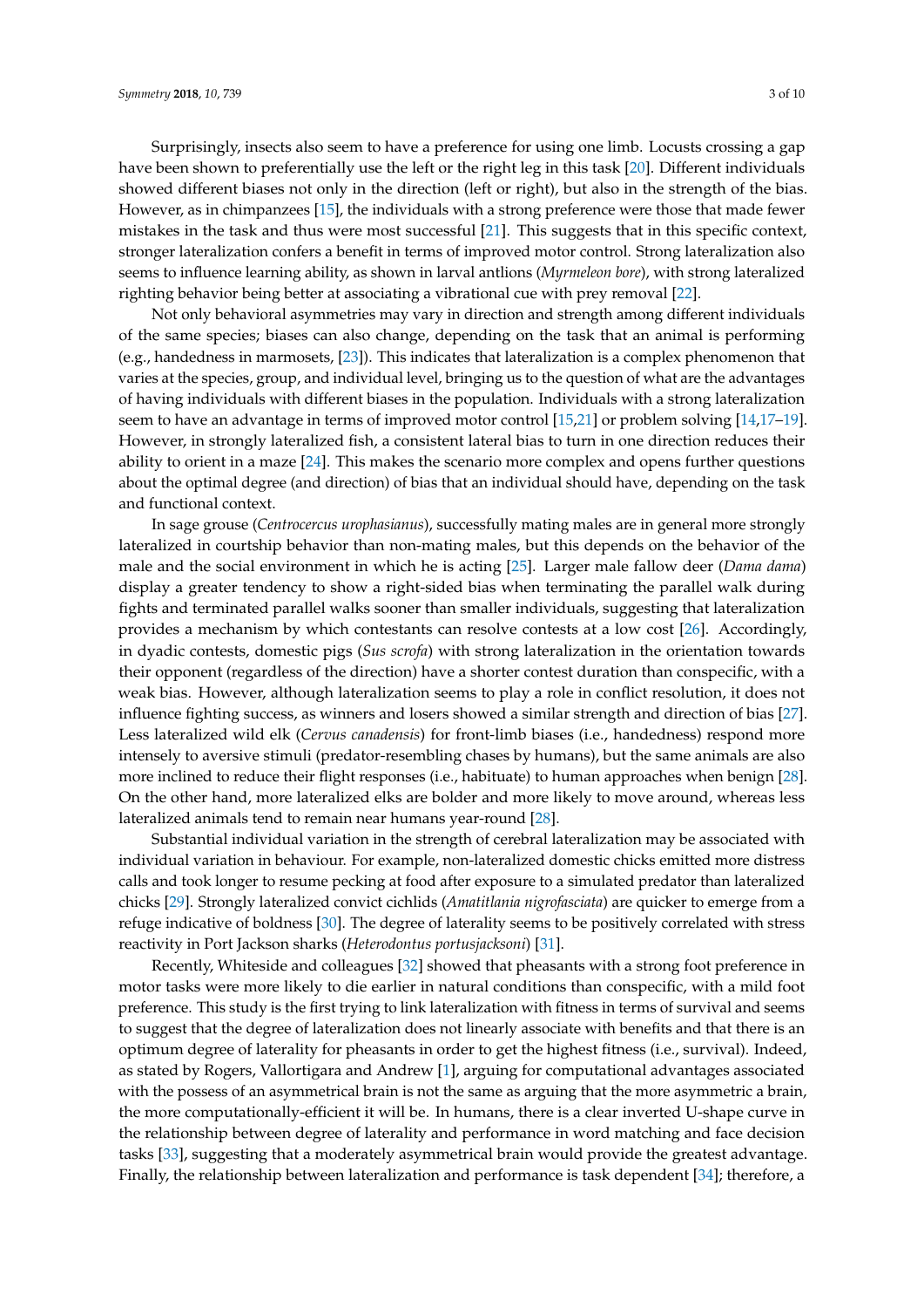Surprisingly, insects also seem to have a preference for using one limb. Locusts crossing a gap have been shown to preferentially use the left or the right leg in this task [20]. Different individuals showed different biases not only in the direction (left or right), but also in the strength of the bias. However, as in chimpanzees [15], the individuals with a strong preference were those that made fewer mistakes in the task and thus were most successful [21]. This suggests that in this specific context, stronger lateralization confers a benefit in terms of improved motor control. Strong lateralization also seems to influence learning ability, as shown in larval antlions (*Myrmeleon bore*), with strong lateralized righting behavior being better at associating a vibrational cue with prey removal [22].

Not only behavioral asymmetries may vary in direction and strength among different individuals of the same species; biases can also change, depending on the task that an animal is performing (e.g., handedness in marmosets, [23]). This indicates that lateralization is a complex phenomenon that varies at the species, group, and individual level, bringing us to the question of what are the advantages of having individuals with different biases in the population. Individuals with a strong lateralization seem to have an advantage in terms of improved motor control [15,21] or problem solving [14,17–19]. However, in strongly lateralized fish, a consistent lateral bias to turn in one direction reduces their ability to orient in a maze [24]. This makes the scenario more complex and opens further questions about the optimal degree (and direction) of bias that an individual should have, depending on the task and functional context.

In sage grouse (*Centrocercus urophasianus*), successfully mating males are in general more strongly lateralized in courtship behavior than non-mating males, but this depends on the behavior of the male and the social environment in which he is acting [25]. Larger male fallow deer (*Dama dama*) display a greater tendency to show a right-sided bias when terminating the parallel walk during fights and terminated parallel walks sooner than smaller individuals, suggesting that lateralization provides a mechanism by which contestants can resolve contests at a low cost [26]. Accordingly, in dyadic contests, domestic pigs (*Sus scrofa*) with strong lateralization in the orientation towards their opponent (regardless of the direction) have a shorter contest duration than conspecific, with a weak bias. However, although lateralization seems to play a role in conflict resolution, it does not influence fighting success, as winners and losers showed a similar strength and direction of bias [27]. Less lateralized wild elk (*Cervus canadensis*) for front-limb biases (i.e., handedness) respond more intensely to aversive stimuli (predator-resembling chases by humans), but the same animals are also more inclined to reduce their flight responses (i.e., habituate) to human approaches when benign [28]. On the other hand, more lateralized elks are bolder and more likely to move around, whereas less lateralized animals tend to remain near humans year-round [28].

Substantial individual variation in the strength of cerebral lateralization may be associated with individual variation in behaviour. For example, non-lateralized domestic chicks emitted more distress calls and took longer to resume pecking at food after exposure to a simulated predator than lateralized chicks [29]. Strongly lateralized convict cichlids (*Amatitlania nigrofasciata*) are quicker to emerge from a refuge indicative of boldness [30]. The degree of laterality seems to be positively correlated with stress reactivity in Port Jackson sharks (*Heterodontus portusjacksoni*) [31].

Recently, Whiteside and colleagues [32] showed that pheasants with a strong foot preference in motor tasks were more likely to die earlier in natural conditions than conspecific, with a mild foot preference. This study is the first trying to link lateralization with fitness in terms of survival and seems to suggest that the degree of lateralization does not linearly associate with benefits and that there is an optimum degree of laterality for pheasants in order to get the highest fitness (i.e., survival). Indeed, as stated by Rogers, Vallortigara and Andrew [1], arguing for computational advantages associated with the possess of an asymmetrical brain is not the same as arguing that the more asymmetric a brain, the more computationally-efficient it will be. In humans, there is a clear inverted U-shape curve in the relationship between degree of laterality and performance in word matching and face decision tasks [33], suggesting that a moderately asymmetrical brain would provide the greatest advantage. Finally, the relationship between lateralization and performance is task dependent [34]; therefore, a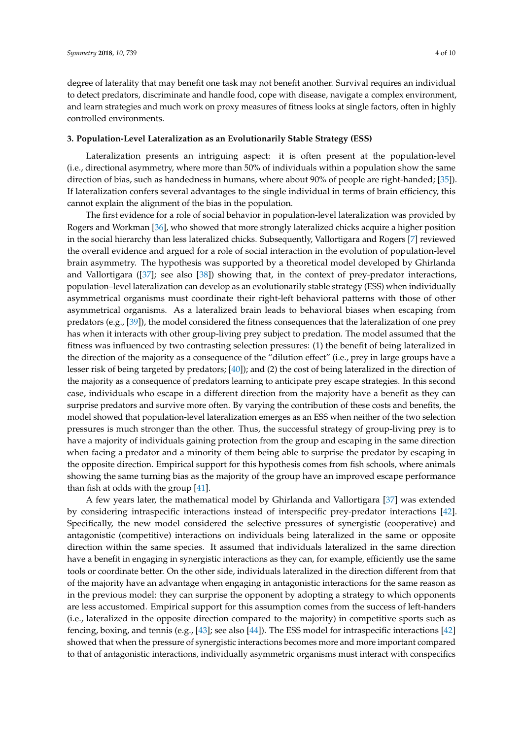degree of laterality that may benefit one task may not benefit another. Survival requires an individual to detect predators, discriminate and handle food, cope with disease, navigate a complex environment, and learn strategies and much work on proxy measures of fitness looks at single factors, often in highly controlled environments.

### 3. Population-Level Lateralization as an Evolutionarily Stable Strategy (ESS)

Lateralization presents an intriguing aspect: it is often present at the population-level (i.e., directional asymmetry, where more than 50% of individuals within a population show the same direction of bias, such as handedness in humans, where about 90% of people are right-handed; [35]). If lateralization confers several advantages to the single individual in terms of brain efficiency, this cannot explain the alignment of the bias in the population.

The first evidence for a role of social behavior in population-level lateralization was provided by Rogers and Workman [36], who showed that more strongly lateralized chicks acquire a higher position in the social hierarchy than less lateralized chicks. Subsequently, Vallortigara and Rogers [7] reviewed the overall evidence and argued for a role of social interaction in the evolution of population-level brain asymmetry. The hypothesis was supported by a theoretical model developed by Ghirlanda and Vallortigara ([37]; see also [38]) showing that, in the context of prey-predator interactions, population–level lateralization can develop as an evolutionarily stable strategy (ESS) when individually asymmetrical organisms must coordinate their right-left behavioral patterns with those of other asymmetrical organisms. As a lateralized brain leads to behavioral biases when escaping from predators (e.g., [39]), the model considered the fitness consequences that the lateralization of one prey has when it interacts with other group-living prey subject to predation. The model assumed that the fitness was influenced by two contrasting selection pressures: (1) the benefit of being lateralized in the direction of the majority as a consequence of the "dilution effect" (i.e., prey in large groups have a lesser risk of being targeted by predators; [40]); and (2) the cost of being lateralized in the direction of the majority as a consequence of predators learning to anticipate prey escape strategies. In this second case, individuals who escape in a different direction from the majority have a benefit as they can surprise predators and survive more often. By varying the contribution of these costs and benefits, the model showed that population-level lateralization emerges as an ESS when neither of the two selection pressures is much stronger than the other. Thus, the successful strategy of group-living prey is to have a majority of individuals gaining protection from the group and escaping in the same direction when facing a predator and a minority of them being able to surprise the predator by escaping in the opposite direction. Empirical support for this hypothesis comes from fish schools, where animals showing the same turning bias as the majority of the group have an improved escape performance than fish at odds with the group [41].

A few years later, the mathematical model by Ghirlanda and Vallortigara [37] was extended by considering intraspecific interactions instead of interspecific prey-predator interactions [42]. Specifically, the new model considered the selective pressures of synergistic (cooperative) and antagonistic (competitive) interactions on individuals being lateralized in the same or opposite direction within the same species. It assumed that individuals lateralized in the same direction have a benefit in engaging in synergistic interactions as they can, for example, efficiently use the same tools or coordinate better. On the other side, individuals lateralized in the direction different from that of the majority have an advantage when engaging in antagonistic interactions for the same reason as in the previous model: they can surprise the opponent by adopting a strategy to which opponents are less accustomed. Empirical support for this assumption comes from the success of left-handers (i.e., lateralized in the opposite direction compared to the majority) in competitive sports such as fencing, boxing, and tennis (e.g., [43]; see also [44]). The ESS model for intraspecific interactions [42] showed that when the pressure of synergistic interactions becomes more and more important compared to that of antagonistic interactions, individually asymmetric organisms must interact with conspecifics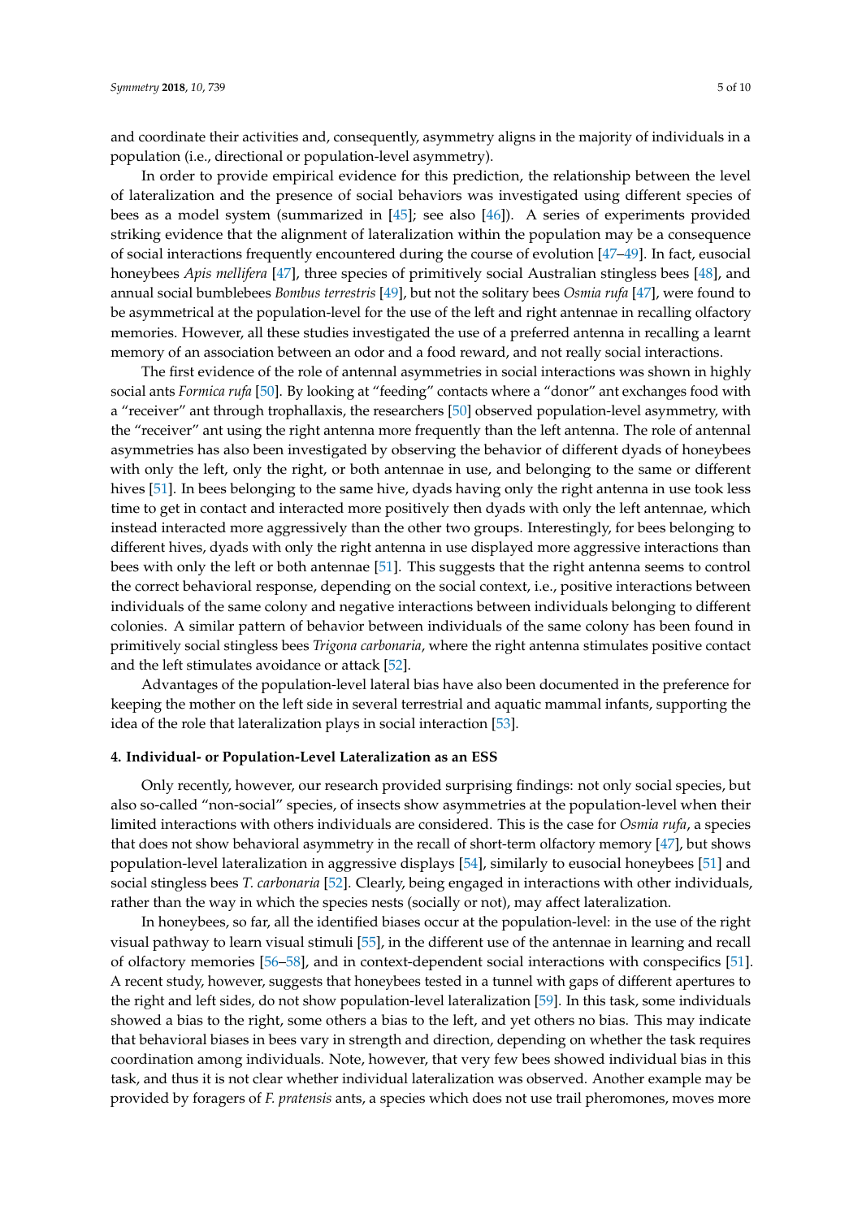and coordinate their activities and, consequently, asymmetry aligns in the majority of individuals in a population (i.e., directional or population-level asymmetry).

In order to provide empirical evidence for this prediction, the relationship between the level of lateralization and the presence of social behaviors was investigated using different species of bees as a model system (summarized in [45]; see also [46]). A series of experiments provided striking evidence that the alignment of lateralization within the population may be a consequence of social interactions frequently encountered during the course of evolution [47–49]. In fact, eusocial honeybees *Apis mellifera* [47], three species of primitively social Australian stingless bees [48], and annual social bumblebees *Bombus terrestris* [49], but not the solitary bees *Osmia rufa* [47], were found to be asymmetrical at the population-level for the use of the left and right antennae in recalling olfactory memories. However, all these studies investigated the use of a preferred antenna in recalling a learnt memory of an association between an odor and a food reward, and not really social interactions.

The first evidence of the role of antennal asymmetries in social interactions was shown in highly social ants *Formica rufa* [50]. By looking at "feeding" contacts where a "donor" ant exchanges food with a "receiver" ant through trophallaxis, the researchers [50] observed population-level asymmetry, with the "receiver" ant using the right antenna more frequently than the left antenna. The role of antennal asymmetries has also been investigated by observing the behavior of different dyads of honeybees with only the left, only the right, or both antennae in use, and belonging to the same or different hives [51]. In bees belonging to the same hive, dyads having only the right antenna in use took less time to get in contact and interacted more positively then dyads with only the left antennae, which instead interacted more aggressively than the other two groups. Interestingly, for bees belonging to different hives, dyads with only the right antenna in use displayed more aggressive interactions than bees with only the left or both antennae [51]. This suggests that the right antenna seems to control the correct behavioral response, depending on the social context, i.e., positive interactions between individuals of the same colony and negative interactions between individuals belonging to different colonies. A similar pattern of behavior between individuals of the same colony has been found in primitively social stingless bees *Trigona carbonaria*, where the right antenna stimulates positive contact and the left stimulates avoidance or attack [52].

Advantages of the population-level lateral bias have also been documented in the preference for keeping the mother on the left side in several terrestrial and aquatic mammal infants, supporting the idea of the role that lateralization plays in social interaction [53].

## 4. Individual- or Population-Level Lateralization as an ESS

Only recently, however, our research provided surprising findings: not only social species, but also so-called "non-social" species, of insects show asymmetries at the population-level when their limited interactions with others individuals are considered. This is the case for *Osmia rufa*, a species that does not show behavioral asymmetry in the recall of short-term olfactory memory [47], but shows population-level lateralization in aggressive displays [54], similarly to eusocial honeybees [51] and social stingless bees *T. carbonaria* [52]. Clearly, being engaged in interactions with other individuals, rather than the way in which the species nests (socially or not), may affect lateralization.

In honeybees, so far, all the identified biases occur at the population-level: in the use of the right visual pathway to learn visual stimuli [55], in the different use of the antennae in learning and recall of olfactory memories [56–58], and in context-dependent social interactions with conspecifics [51]. A recent study, however, suggests that honeybees tested in a tunnel with gaps of different apertures to the right and left sides, do not show population-level lateralization [59]. In this task, some individuals showed a bias to the right, some others a bias to the left, and yet others no bias. This may indicate that behavioral biases in bees vary in strength and direction, depending on whether the task requires coordination among individuals. Note, however, that very few bees showed individual bias in this task, and thus it is not clear whether individual lateralization was observed. Another example may be provided by foragers of *F. pratensis* ants, a species which does not use trail pheromones, moves more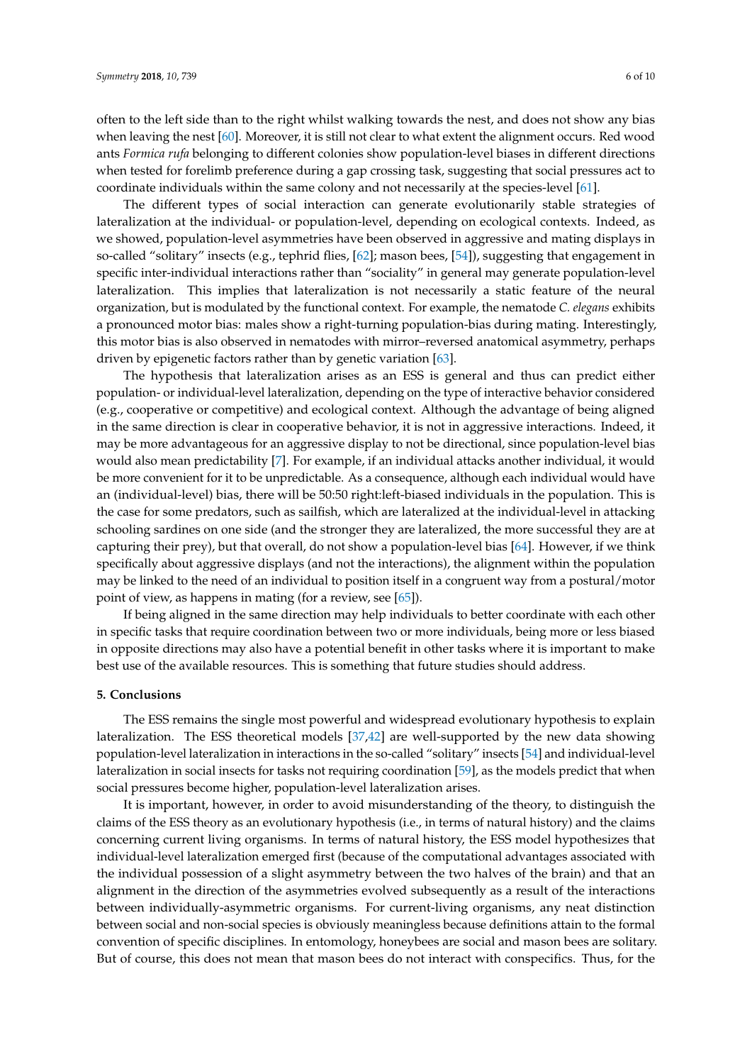often to the left side than to the right whilst walking towards the nest, and does not show any bias when leaving the nest [60]. Moreover, it is still not clear to what extent the alignment occurs. Red wood ants *Formica rufa* belonging to different colonies show population-level biases in different directions when tested for forelimb preference during a gap crossing task, suggesting that social pressures act to coordinate individuals within the same colony and not necessarily at the species-level [61].

The different types of social interaction can generate evolutionarily stable strategies of lateralization at the individual- or population-level, depending on ecological contexts. Indeed, as we showed, population-level asymmetries have been observed in aggressive and mating displays in so-called "solitary" insects (e.g., tephrid flies, [62]; mason bees, [54]), suggesting that engagement in specific inter-individual interactions rather than "sociality" in general may generate population-level lateralization. This implies that lateralization is not necessarily a static feature of the neural organization, but is modulated by the functional context. For example, the nematode *C. elegans* exhibits a pronounced motor bias: males show a right-turning population-bias during mating. Interestingly, this motor bias is also observed in nematodes with mirror–reversed anatomical asymmetry, perhaps driven by epigenetic factors rather than by genetic variation [63].

The hypothesis that lateralization arises as an ESS is general and thus can predict either population- or individual-level lateralization, depending on the type of interactive behavior considered (e.g., cooperative or competitive) and ecological context. Although the advantage of being aligned in the same direction is clear in cooperative behavior, it is not in aggressive interactions. Indeed, it may be more advantageous for an aggressive display to not be directional, since population-level bias would also mean predictability [7]. For example, if an individual attacks another individual, it would be more convenient for it to be unpredictable. As a consequence, although each individual would have an (individual-level) bias, there will be 50:50 right:left-biased individuals in the population. This is the case for some predators, such as sailfish, which are lateralized at the individual-level in attacking schooling sardines on one side (and the stronger they are lateralized, the more successful they are at capturing their prey), but that overall, do not show a population-level bias [64]. However, if we think specifically about aggressive displays (and not the interactions), the alignment within the population may be linked to the need of an individual to position itself in a congruent way from a postural/motor point of view, as happens in mating (for a review, see [65]).

If being aligned in the same direction may help individuals to better coordinate with each other in specific tasks that require coordination between two or more individuals, being more or less biased in opposite directions may also have a potential benefit in other tasks where it is important to make best use of the available resources. This is something that future studies should address.

## 5. Conclusions

The ESS remains the single most powerful and widespread evolutionary hypothesis to explain lateralization. The ESS theoretical models [37,42] are well-supported by the new data showing population-level lateralization in interactions in the so-called "solitary" insects [54] and individual-level lateralization in social insects for tasks not requiring coordination [59], as the models predict that when social pressures become higher, population-level lateralization arises.

It is important, however, in order to avoid misunderstanding of the theory, to distinguish the claims of the ESS theory as an evolutionary hypothesis (i.e., in terms of natural history) and the claims concerning current living organisms. In terms of natural history, the ESS model hypothesizes that individual-level lateralization emerged first (because of the computational advantages associated with the individual possession of a slight asymmetry between the two halves of the brain) and that an alignment in the direction of the asymmetries evolved subsequently as a result of the interactions between individually-asymmetric organisms. For current-living organisms, any neat distinction between social and non-social species is obviously meaningless because definitions attain to the formal convention of specific disciplines. In entomology, honeybees are social and mason bees are solitary. But of course, this does not mean that mason bees do not interact with conspecifics. Thus, for the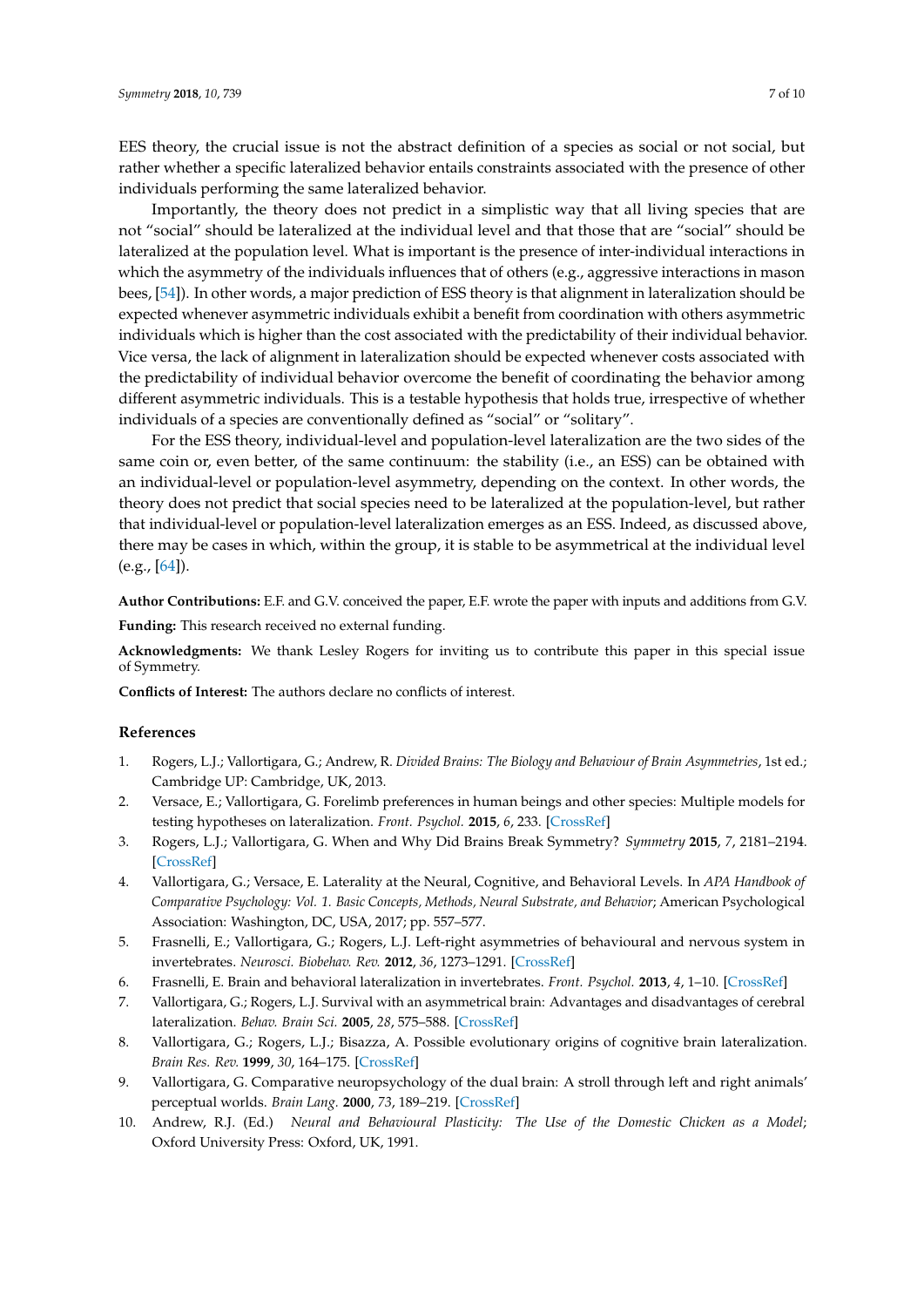EES theory, the crucial issue is not the abstract definition of a species as social or not social, but rather whether a specific lateralized behavior entails constraints associated with the presence of other individuals performing the same lateralized behavior.

Importantly, the theory does not predict in a simplistic way that all living species that are not "social" should be lateralized at the individual level and that those that are "social" should be lateralized at the population level. What is important is the presence of inter-individual interactions in which the asymmetry of the individuals influences that of others (e.g., aggressive interactions in mason bees, [54]). In other words, a major prediction of ESS theory is that alignment in lateralization should be expected whenever asymmetric individuals exhibit a benefit from coordination with others asymmetric individuals which is higher than the cost associated with the predictability of their individual behavior. Vice versa, the lack of alignment in lateralization should be expected whenever costs associated with the predictability of individual behavior overcome the benefit of coordinating the behavior among different asymmetric individuals. This is a testable hypothesis that holds true, irrespective of whether individuals of a species are conventionally defined as "social" or "solitary".

For the ESS theory, individual-level and population-level lateralization are the two sides of the same coin or, even better, of the same continuum: the stability (i.e., an ESS) can be obtained with an individual-level or population-level asymmetry, depending on the context. In other words, the theory does not predict that social species need to be lateralized at the population-level, but rather that individual-level or population-level lateralization emerges as an ESS. Indeed, as discussed above, there may be cases in which, within the group, it is stable to be asymmetrical at the individual level (e.g., [64]).

**Author Contributions:** E.F. and G.V. conceived the paper, E.F. wrote the paper with inputs and additions from G.V.

**Funding:** This research received no external funding.

**Acknowledgments:** We thank Lesley Rogers for inviting us to contribute this paper in this special issue of Symmetry.

**Conflicts of Interest:** The authors declare no conflicts of interest.

## References

1. Rogers, L.J.; Vallortigara, G.; Andrew, R. *Divided Brains: The Biology and Behaviour of Brain Asymmetries*, 1st ed.; Cambridge UP: Cambridge, UK, 2013.
2. Versace, E.; Vallortigara, G. Forelimb preferences in human beings and other species: Multiple models for testing hypotheses on lateralization. *Front. Psychol.* **2015**, *6*, 233. [CrossRef]
3. Rogers, L.J.; Vallortigara, G. When and Why Did Brains Break Symmetry? *Symmetry* **2015**, *7*, 2181–2194. [CrossRef]
4. Vallortigara, G.; Versace, E. Laterality at the Neural, Cognitive, and Behavioral Levels. In *APA Handbook of Comparative Psychology: Vol. 1. Basic Concepts, Methods, Neural Substrate, and Behavior*; American Psychological Association: Washington, DC, USA, 2017; pp. 557–577.
5. Frasnelli, E.; Vallortigara, G.; Rogers, L.J. Left-right asymmetries of behavioural and nervous system in invertebrates. *Neurosci. Biobehav. Rev.* **2012**, *36*, 1273–1291. [CrossRef]
6. Frasnelli, E. Brain and behavioral lateralization in invertebrates. *Front. Psychol.* **2013**, *4*, 1–10. [CrossRef]
7. Vallortigara, G.; Rogers, L.J. Survival with an asymmetrical brain: Advantages and disadvantages of cerebral lateralization. *Behav. Brain Sci.* **2005**, *28*, 575–588. [CrossRef]
8. Vallortigara, G.; Rogers, L.J.; Bisazza, A. Possible evolutionary origins of cognitive brain lateralization. *Brain Res. Rev.* **1999**, *30*, 164–175. [CrossRef]
9. Vallortigara, G. Comparative neuropsychology of the dual brain: A stroll through left and right animals' perceptual worlds. *Brain Lang.* **2000**, *73*, 189–219. [CrossRef]
10. Andrew, R.J. (Ed.) *Neural and Behavioural Plasticity: The Use of the Domestic Chicken as a Model*; Oxford University Press: Oxford, UK, 1991.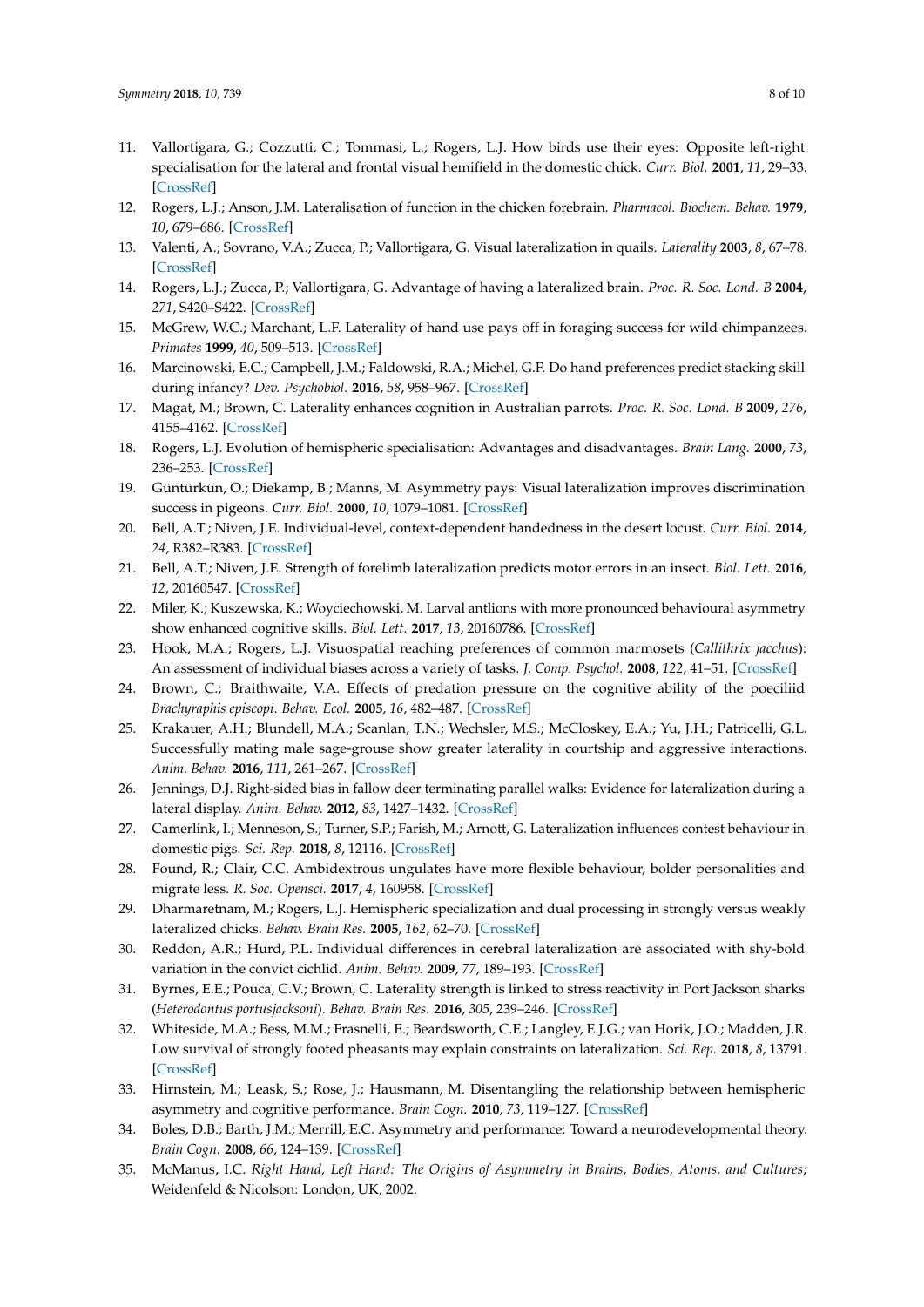11. Vallortigara, G.; Cozzutti, C.; Tommasi, L.; Rogers, L.J. How birds use their eyes: Opposite left-right specialisation for the lateral and frontal visual hemifield in the domestic chick. *Curr. Biol.* **2001**, *11*, 29–33. [CrossRef]
12. Rogers, L.J.; Anson, J.M. Lateralisation of function in the chicken forebrain. *Pharmacol. Biochem. Behav.* **1979**, *10*, 679–686. [CrossRef]
13. Valenti, A.; Sovrano, V.A.; Zucca, P.; Vallortigara, G. Visual lateralization in quails. *Laterality* **2003**, *8*, 67–78. [CrossRef]
14. Rogers, L.J.; Zucca, P.; Vallortigara, G. Advantage of having a lateralized brain. *Proc. R. Soc. Lond. B* **2004**, *271*, S420–S422. [CrossRef]
15. McGrew, W.C.; Marchant, L.F. Laterality of hand use pays off in foraging success for wild chimpanzees. *Primates* **1999**, *40*, 509–513. [CrossRef]
16. Marcinowski, E.C.; Campbell, J.M.; Faldowski, R.A.; Michel, G.F. Do hand preferences predict stacking skill during infancy? *Dev. Psychobiol.* **2016**, *58*, 958–967. [CrossRef]
17. Magat, M.; Brown, C. Laterality enhances cognition in Australian parrots. *Proc. R. Soc. Lond. B* **2009**, *276*, 4155–4162. [CrossRef]
18. Rogers, L.J. Evolution of hemispheric specialisation: Advantages and disadvantages. *Brain Lang.* **2000**, *73*, 236–253. [CrossRef]
19. Güntürkün, O.; Diekamp, B.; Manns, M. Asymmetry pays: Visual lateralization improves discrimination success in pigeons. *Curr. Biol.* **2000**, *10*, 1079–1081. [CrossRef]
20. Bell, A.T.; Niven, J.E. Individual-level, context-dependent handedness in the desert locust. *Curr. Biol.* **2014**, *24*, R382–R383. [CrossRef]
21. Bell, A.T.; Niven, J.E. Strength of forelimb lateralization predicts motor errors in an insect. *Biol. Lett.* **2016**, *12*, 20160547. [CrossRef]
22. Miler, K.; Kuszewska, K.; Woyciechowski, M. Larval antlions with more pronounced behavioural asymmetry show enhanced cognitive skills. *Biol. Lett.* **2017**, *13*, 20160786. [CrossRef]
23. Hook, M.A.; Rogers, L.J. Visuospatial reaching preferences of common marmosets (*Callithrix jacchus*): An assessment of individual biases across a variety of tasks. *J. Comp. Psychol.* **2008**, *122*, 41–51. [CrossRef]
24. Brown, C.; Braithwaite, V.A. Effects of predation pressure on the cognitive ability of the poeciliid *Brachyraphis episcopi*. *Behav. Ecol.* **2005**, *16*, 482–487. [CrossRef]
25. Krakauer, A.H.; Blundell, M.A.; Scanlan, T.N.; Wechsler, M.S.; McCloskey, E.A.; Yu, J.H.; Patricelli, G.L. Successfully mating male sage-grouse show greater laterality in courtship and aggressive interactions. *Anim. Behav.* **2016**, *111*, 261–267. [CrossRef]
26. Jennings, D.J. Right-sided bias in fallow deer terminating parallel walks: Evidence for lateralization during a lateral display. *Anim. Behav.* **2012**, *83*, 1427–1432. [CrossRef]
27. Camerlink, I.; Menneson, S.; Turner, S.P.; Farish, M.; Arnott, G. Lateralization influences contest behaviour in domestic pigs. *Sci. Rep.* **2018**, *8*, 12116. [CrossRef]
28. Found, R.; Clair, C.C. Ambidextrous ungulates have more flexible behaviour, bolder personalities and migrate less. *R. Soc. Opensci.* **2017**, *4*, 160958. [CrossRef]
29. Dharmaretnam, M.; Rogers, L.J. Hemispheric specialization and dual processing in strongly versus weakly lateralized chicks. *Behav. Brain Res.* **2005**, *162*, 62–70. [CrossRef]
30. Reddon, A.R.; Hurd, P.L. Individual differences in cerebral lateralization are associated with shy-bold variation in the convict cichlid. *Anim. Behav.* **2009**, *77*, 189–193. [CrossRef]
31. Byrnes, E.E.; Pouca, C.V.; Brown, C. Laterality strength is linked to stress reactivity in Port Jackson sharks (*Heterodontus portusjacksoni*). *Behav. Brain Res.* **2016**, *305*, 239–246. [CrossRef]
32. Whiteside, M.A.; Bess, M.M.; Frasnelli, E.; Beardsworth, C.E.; Langley, E.J.G.; van Horik, J.O.; Madden, J.R. Low survival of strongly footed pheasants may explain constraints on lateralization. *Sci. Rep.* **2018**, *8*, 13791. [CrossRef]
33. Hirnstein, M.; Leask, S.; Rose, J.; Hausmann, M. Disentangling the relationship between hemispheric asymmetry and cognitive performance. *Brain Cogn.* **2010**, *73*, 119–127. [CrossRef]
34. Boles, D.B.; Barth, J.M.; Merrill, E.C. Asymmetry and performance: Toward a neurodevelopmental theory. *Brain Cogn.* **2008**, *66*, 124–139. [CrossRef]
35. McManus, I.C. *Right Hand, Left Hand: The Origins of Asymmetry in Brains, Bodies, Atoms, and Cultures*; Weidenfeld & Nicolson: London, UK, 2002.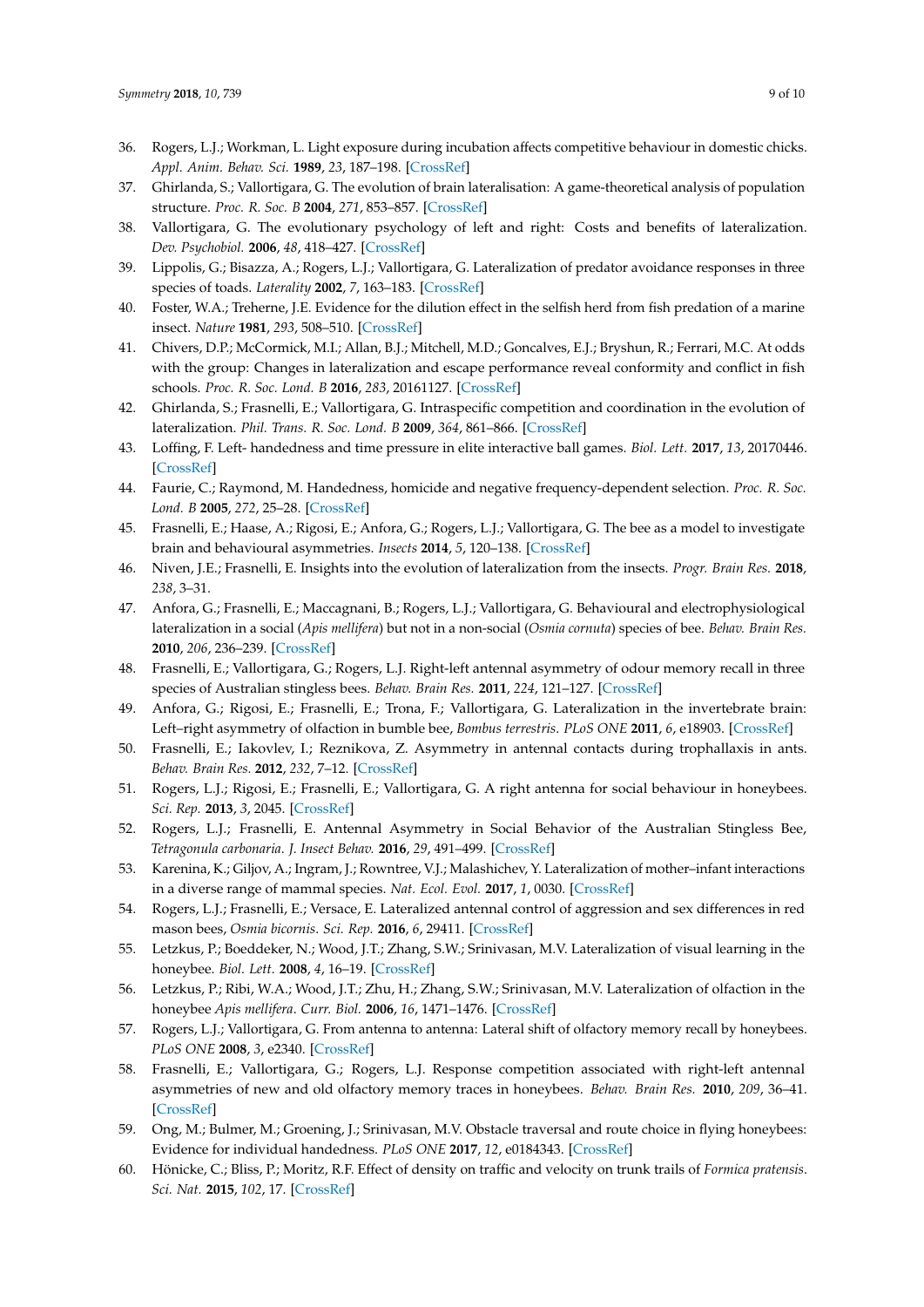36. Rogers, L.J.; Workman, L. Light exposure during incubation affects competitive behaviour in domestic chicks. *Appl. Anim. Behav. Sci.* **1989**, *23*, 187–198. [CrossRef]
37. Ghirlanda, S.; Vallortigara, G. The evolution of brain lateralisation: A game-theoretical analysis of population structure. *Proc. R. Soc. B* **2004**, *271*, 853–857. [CrossRef]
38. Vallortigara, G. The evolutionary psychology of left and right: Costs and benefits of lateralization. *Dev. Psychobiol.* **2006**, *48*, 418–427. [CrossRef]
39. Lippolis, G.; Bisazza, A.; Rogers, L.J.; Vallortigara, G. Lateralization of predator avoidance responses in three species of toads. *Laterality* **2002**, *7*, 163–183. [CrossRef]
40. Foster, W.A.; Treherne, J.E. Evidence for the dilution effect in the selfish herd from fish predation of a marine insect. *Nature* **1981**, *293*, 508–510. [CrossRef]
41. Chivers, D.P.; McCormick, M.I.; Allan, B.J.; Mitchell, M.D.; Goncalves, E.J.; Bryshun, R.; Ferrari, M.C. At odds with the group: Changes in lateralization and escape performance reveal conformity and conflict in fish schools. *Proc. R. Soc. Lond. B* **2016**, *283*, 20161127. [CrossRef]
42. Ghirlanda, S.; Frasnelli, E.; Vallortigara, G. Intraspecific competition and coordination in the evolution of lateralization. *Phil. Trans. R. Soc. Lond. B* **2009**, *364*, 861–866. [CrossRef]
43. Loffing, F. Left- handedness and time pressure in elite interactive ball games. *Biol. Lett.* **2017**, *13*, 20170446. [CrossRef]
44. Faurie, C.; Raymond, M. Handedness, homicide and negative frequency-dependent selection. *Proc. R. Soc. Lond. B* **2005**, *272*, 25–28. [CrossRef]
45. Frasnelli, E.; Haase, A.; Rigosi, E.; Anfora, G.; Rogers, L.J.; Vallortigara, G. The bee as a model to investigate brain and behavioural asymmetries. *Insects* **2014**, *5*, 120–138. [CrossRef]
46. Niven, J.E.; Frasnelli, E. Insights into the evolution of lateralization from the insects. *Progr. Brain Res.* **2018**, *238*, 3–31.
47. Anfora, G.; Frasnelli, E.; Maccagnani, B.; Rogers, L.J.; Vallortigara, G. Behavioural and electrophysiological lateralization in a social (*Apis mellifera*) but not in a non-social (*Osmia cornuta*) species of bee. *Behav. Brain Res.* **2010**, *206*, 236–239. [CrossRef]
48. Frasnelli, E.; Vallortigara, G.; Rogers, L.J. Right-left antennal asymmetry of odour memory recall in three species of Australian stingless bees. *Behav. Brain Res.* **2011**, *224*, 121–127. [CrossRef]
49. Anfora, G.; Rigosi, E.; Frasnelli, E.; Trona, F.; Vallortigara, G. Lateralization in the invertebrate brain: Left–right asymmetry of olfaction in bumble bee, *Bombus terrestris*. *PLoS ONE* **2011**, *6*, e18903. [CrossRef]
50. Frasnelli, E.; Iakovlev, I.; Reznikova, Z. Asymmetry in antennal contacts during trophallaxis in ants. *Behav. Brain Res.* **2012**, *232*, 7–12. [CrossRef]
51. Rogers, L.J.; Rigosi, E.; Frasnelli, E.; Vallortigara, G. A right antenna for social behaviour in honeybees. *Sci. Rep.* **2013**, *3*, 2045. [CrossRef]
52. Rogers, L.J.; Frasnelli, E. Antennal Asymmetry in Social Behavior of the Australian Stingless Bee, *Tetragonula carbonaria*. *J. Insect Behav.* **2016**, *29*, 491–499. [CrossRef]
53. Karenina, K.; Giljov, A.; Ingram, J.; Rowntree, V.J.; Malashichev, Y. Lateralization of mother–infant interactions in a diverse range of mammal species. *Nat. Ecol. Evol.* **2017**, *1*, 0030. [CrossRef]
54. Rogers, L.J.; Frasnelli, E.; Versace, E. Lateralized antennal control of aggression and sex differences in red mason bees, *Osmia bicornis*. *Sci. Rep.* **2016**, *6*, 29411. [CrossRef]
55. Letzkus, P.; Boeddeker, N.; Wood, J.T.; Zhang, S.W.; Srinivasan, M.V. Lateralization of visual learning in the honeybee. *Biol. Lett.* **2008**, *4*, 16–19. [CrossRef]
56. Letzkus, P.; Ribi, W.A.; Wood, J.T.; Zhu, H.; Zhang, S.W.; Srinivasan, M.V. Lateralization of olfaction in the honeybee *Apis mellifera*. *Curr. Biol.* **2006**, *16*, 1471–1476. [CrossRef]
57. Rogers, L.J.; Vallortigara, G. From antenna to antenna: Lateral shift of olfactory memory recall by honeybees. *PLoS ONE* **2008**, *3*, e2340. [CrossRef]
58. Frasnelli, E.; Vallortigara, G.; Rogers, L.J. Response competition associated with right-left antennal asymmetries of new and old olfactory memory traces in honeybees. *Behav. Brain Res.* **2010**, *209*, 36–41. [CrossRef]
59. Ong, M.; Bulmer, M.; Groening, J.; Srinivasan, M.V. Obstacle traversal and route choice in flying honeybees: Evidence for individual handedness. *PLoS ONE* **2017**, *12*, e0184343. [CrossRef]
60. Hönicke, C.; Bliss, P.; Moritz, R.F. Effect of density on traffic and velocity on trunk trails of *Formica pratensis*. *Sci. Nat.* **2015**, *102*, 17. [CrossRef]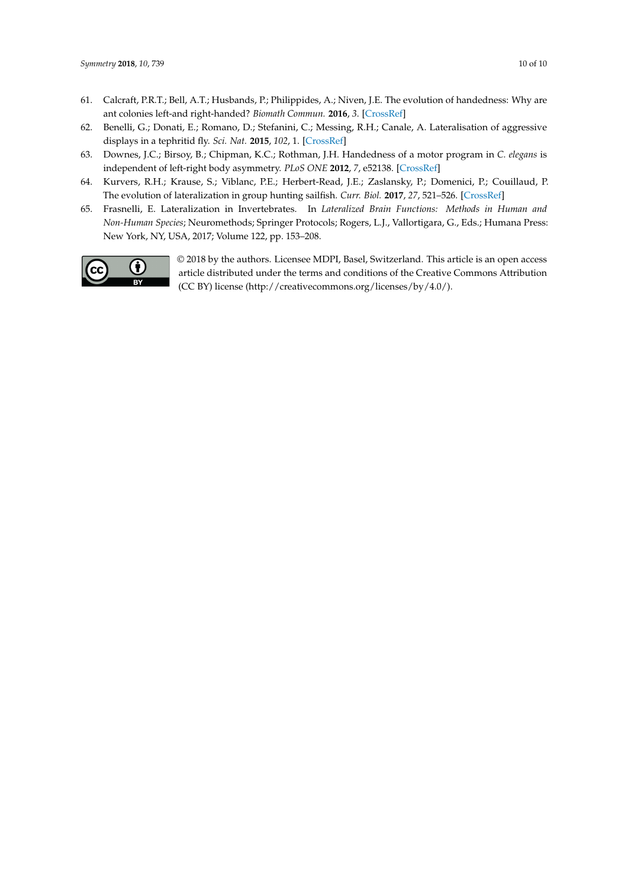61. Calcraft, P.R.T.; Bell, A.T.; Husbands, P.; Philippides, A.; Niven, J.E. The evolution of handedness: Why are ant colonies left-and right-handed? *Biomath Commun.* **2016**, *3*. [CrossRef]
62. Benelli, G.; Donati, E.; Romano, D.; Stefanini, C.; Messing, R.H.; Canale, A. Lateralisation of aggressive displays in a tephritid fly. *Sci. Nat.* **2015**, *102*, 1. [CrossRef]
63. Downes, J.C.; Birsoy, B.; Chipman, K.C.; Rothman, J.H. Handedness of a motor program in *C. elegans* is independent of left-right body asymmetry. *PLoS ONE* **2012**, *7*, e52138. [CrossRef]
64. Kurvers, R.H.; Krause, S.; Viblanc, P.E.; Herbert-Read, J.E.; Zaslansky, P.; Domenici, P.; Couillaud, P. The evolution of lateralization in group hunting sailfish. *Curr. Biol.* **2017**, *27*, 521–526. [CrossRef]
65. Frasnelli, E. Lateralization in Invertebrates. In *Lateralized Brain Functions: Methods in Human and Non-Human Species*; Neuromethods; Springer Protocols; Rogers, L.J., Vallortigara, G., Eds.; Humana Press: New York, NY, USA, 2017; Volume 122, pp. 153–208.

© 2018 by the authors. Licensee MDPI, Basel, Switzerland. This article is an open access article distributed under the terms and conditions of the Creative Commons Attribution (CC BY) license (http://creativecommons.org/licenses/by/4.0/).